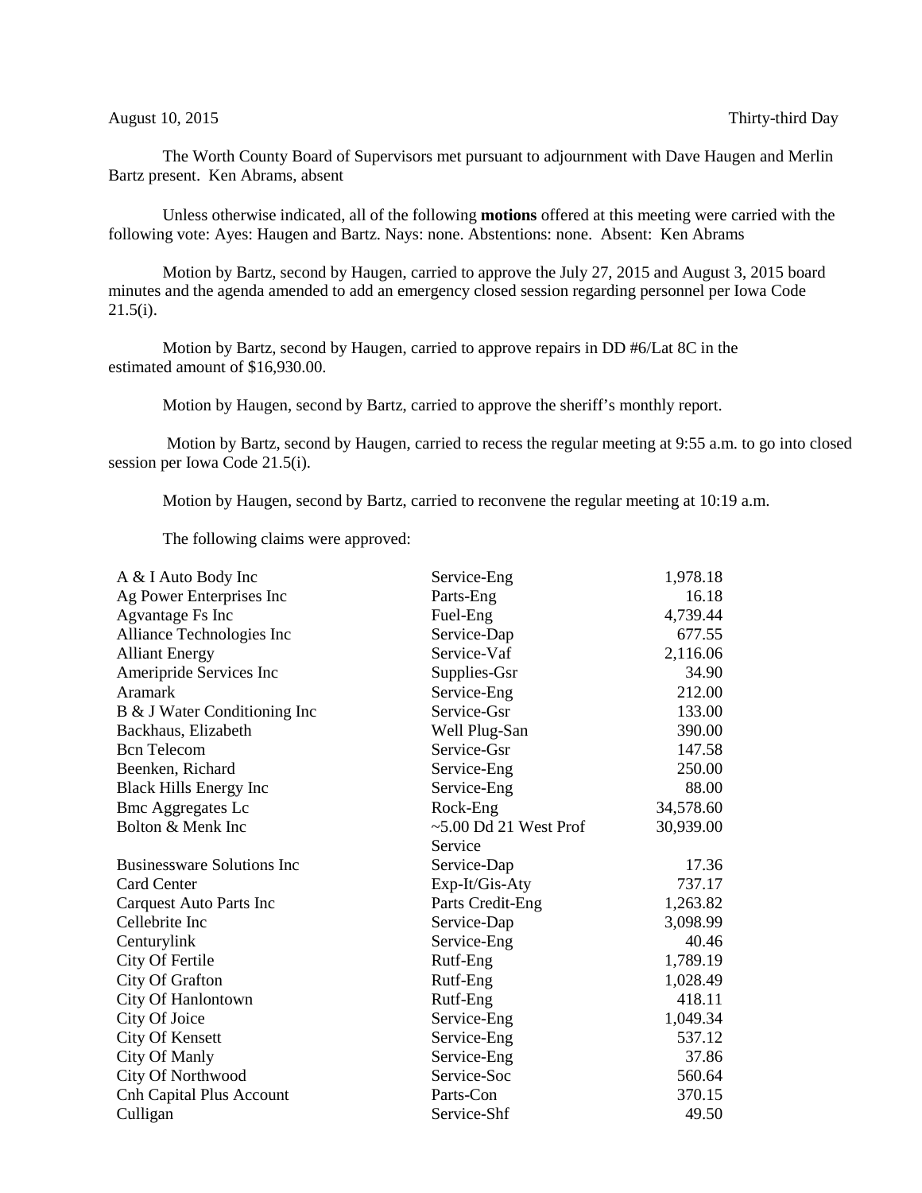August 10, 2015 Thirty-third Day

The Worth County Board of Supervisors met pursuant to adjournment with Dave Haugen and Merlin Bartz present. Ken Abrams, absent

Unless otherwise indicated, all of the following **motions** offered at this meeting were carried with the following vote: Ayes: Haugen and Bartz. Nays: none. Abstentions: none. Absent: Ken Abrams

Motion by Bartz, second by Haugen, carried to approve the July 27, 2015 and August 3, 2015 board minutes and the agenda amended to add an emergency closed session regarding personnel per Iowa Code 21.5(i).

Motion by Bartz, second by Haugen, carried to approve repairs in DD #6/Lat 8C in the estimated amount of $16,930.00.

Motion by Haugen, second by Bartz, carried to approve the sheriff's monthly report.

Motion by Bartz, second by Haugen, carried to recess the regular meeting at 9:55 a.m. to go into closed session per Iowa Code 21.5(i).

Motion by Haugen, second by Bartz, carried to reconvene the regular meeting at 10:19 a.m.

The following claims were approved:

| | | |
|---|---|---:|
| A & I Auto Body Inc | Service-Eng | 1,978.18 |
| Ag Power Enterprises Inc | Parts-Eng | 16.18 |
| Agvantage Fs Inc | Fuel-Eng | 4,739.44 |
| Alliance Technologies Inc | Service-Dap | 677.55 |
| Alliant Energy | Service-Vaf | 2,116.06 |
| Ameripride Services Inc | Supplies-Gsr | 34.90 |
| Aramark | Service-Eng | 212.00 |
| B & J Water Conditioning Inc | Service-Gsr | 133.00 |
| Backhaus, Elizabeth | Well Plug-San | 390.00 |
| Bcn Telecom | Service-Gsr | 147.58 |
| Beenken, Richard | Service-Eng | 250.00 |
| Black Hills Energy Inc | Service-Eng | 88.00 |
| Bmc Aggregates Lc | Rock-Eng | 34,578.60 |
| Bolton & Menk Inc | ~5.00 Dd 21 West Prof Service | 30,939.00 |
| Businessware Solutions Inc | Service-Dap | 17.36 |
| Card Center | Exp-It/Gis-Aty | 737.17 |
| Carquest Auto Parts Inc | Parts Credit-Eng | 1,263.82 |
| Cellebrite Inc | Service-Dap | 3,098.99 |
| Centurylink | Service-Eng | 40.46 |
| City Of Fertile | Rutf-Eng | 1,789.19 |
| City Of Grafton | Rutf-Eng | 1,028.49 |
| City Of Hanlontown | Rutf-Eng | 418.11 |
| City Of Joice | Service-Eng | 1,049.34 |
| City Of Kensett | Service-Eng | 537.12 |
| City Of Manly | Service-Eng | 37.86 |
| City Of Northwood | Service-Soc | 560.64 |
| Cnh Capital Plus Account | Parts-Con | 370.15 |
| Culligan | Service-Shf | 49.50 |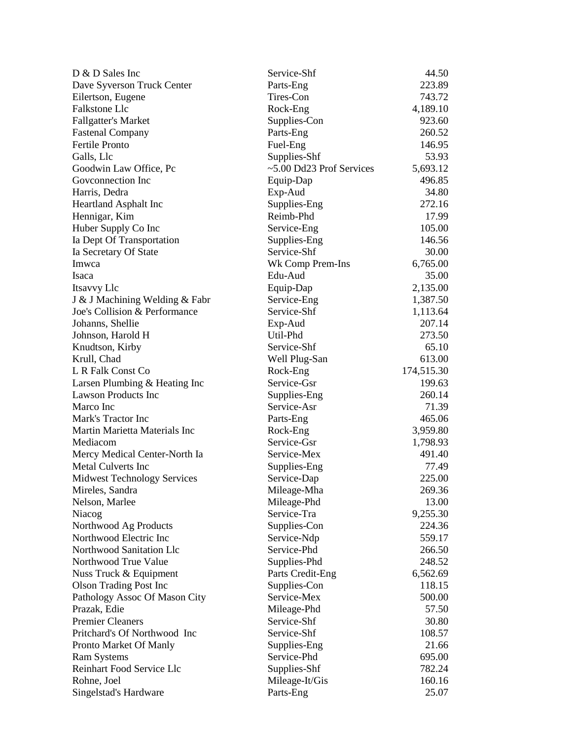| | | |
|---|---|---|
| D & D Sales Inc | Service-Shf | 44.50 |
| Dave Syverson Truck Center | Parts-Eng | 223.89 |
| Eilertson, Eugene | Tires-Con | 743.72 |
| Falkstone Llc | Rock-Eng | 4,189.10 |
| Fallgatter's Market | Supplies-Con | 923.60 |
| Fastenal Company | Parts-Eng | 260.52 |
| Fertile Pronto | Fuel-Eng | 146.95 |
| Galls, Llc | Supplies-Shf | 53.93 |
| Goodwin Law Office, Pc | ~5.00 Dd23 Prof Services | 5,693.12 |
| Govconnection Inc | Equip-Dap | 496.85 |
| Harris, Dedra | Exp-Aud | 34.80 |
| Heartland Asphalt Inc | Supplies-Eng | 272.16 |
| Hennigar, Kim | Reimb-Phd | 17.99 |
| Huber Supply Co Inc | Service-Eng | 105.00 |
| Ia Dept Of Transportation | Supplies-Eng | 146.56 |
| Ia Secretary Of State | Service-Shf | 30.00 |
| Imwca | Wk Comp Prem-Ins | 6,765.00 |
| Isaca | Edu-Aud | 35.00 |
| Itsavvy Llc | Equip-Dap | 2,135.00 |
| J & J Machining Welding & Fabr | Service-Eng | 1,387.50 |
| Joe's Collision & Performance | Service-Shf | 1,113.64 |
| Johanns, Shellie | Exp-Aud | 207.14 |
| Johnson, Harold H | Util-Phd | 273.50 |
| Knudtson, Kirby | Service-Shf | 65.10 |
| Krull, Chad | Well Plug-San | 613.00 |
| L R Falk Const Co | Rock-Eng | 174,515.30 |
| Larsen Plumbing & Heating Inc | Service-Gsr | 199.63 |
| Lawson Products Inc | Supplies-Eng | 260.14 |
| Marco Inc | Service-Asr | 71.39 |
| Mark's Tractor Inc | Parts-Eng | 465.06 |
| Martin Marietta Materials Inc | Rock-Eng | 3,959.80 |
| Mediacom | Service-Gsr | 1,798.93 |
| Mercy Medical Center-North Ia | Service-Mex | 491.40 |
| Metal Culverts Inc | Supplies-Eng | 77.49 |
| Midwest Technology Services | Service-Dap | 225.00 |
| Mireles, Sandra | Mileage-Mha | 269.36 |
| Nelson, Marlee | Mileage-Phd | 13.00 |
| Niacog | Service-Tra | 9,255.30 |
| Northwood Ag Products | Supplies-Con | 224.36 |
| Northwood Electric Inc | Service-Ndp | 559.17 |
| Northwood Sanitation Llc | Service-Phd | 266.50 |
| Northwood True Value | Supplies-Phd | 248.52 |
| Nuss Truck & Equipment | Parts Credit-Eng | 6,562.69 |
| Olson Trading Post Inc | Supplies-Con | 118.15 |
| Pathology Assoc Of Mason City | Service-Mex | 500.00 |
| Prazak, Edie | Mileage-Phd | 57.50 |
| Premier Cleaners | Service-Shf | 30.80 |
| Pritchard's Of Northwood Inc | Service-Shf | 108.57 |
| Pronto Market Of Manly | Supplies-Eng | 21.66 |
| Ram Systems | Service-Phd | 695.00 |
| Reinhart Food Service Llc | Supplies-Shf | 782.24 |
| Rohne, Joel | Mileage-It/Gis | 160.16 |
| Singelstad's Hardware | Parts-Eng | 25.07 |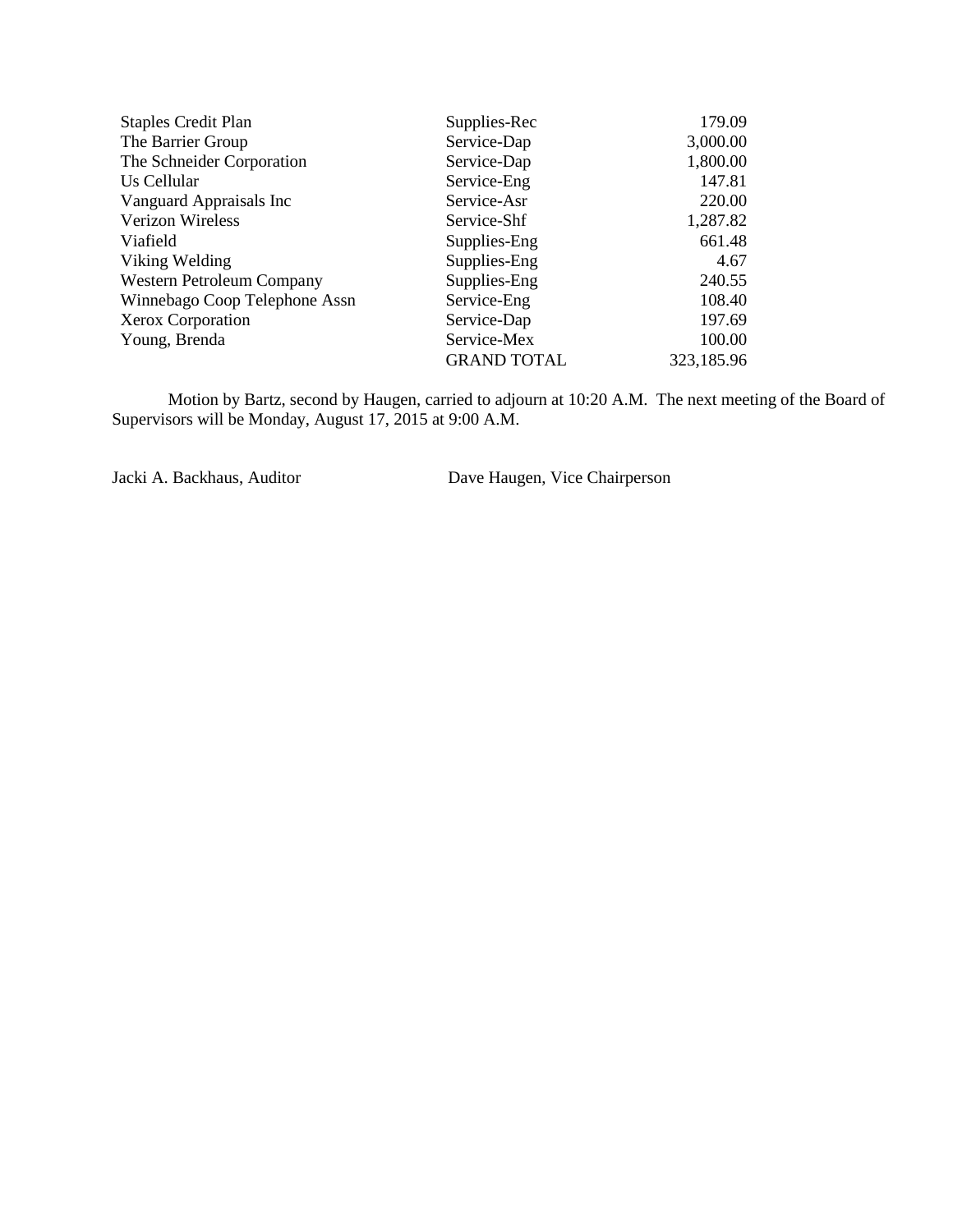| | | |
|---|---|---|
| Staples Credit Plan | Supplies-Rec | 179.09 |
| The Barrier Group | Service-Dap | 3,000.00 |
| The Schneider Corporation | Service-Dap | 1,800.00 |
| Us Cellular | Service-Eng | 147.81 |
| Vanguard Appraisals Inc | Service-Asr | 220.00 |
| Verizon Wireless | Service-Shf | 1,287.82 |
| Viafield | Supplies-Eng | 661.48 |
| Viking Welding | Supplies-Eng | 4.67 |
| Western Petroleum Company | Supplies-Eng | 240.55 |
| Winnebago Coop Telephone Assn | Service-Eng | 108.40 |
| Xerox Corporation | Service-Dap | 197.69 |
| Young, Brenda | Service-Mex | 100.00 |
| | GRAND TOTAL | 323,185.96 |

Motion by Bartz, second by Haugen, carried to adjourn at 10:20 A.M. The next meeting of the Board of Supervisors will be Monday, August 17, 2015 at 9:00 A.M.

Jacki A. Backhaus, Auditor

Dave Haugen, Vice Chairperson